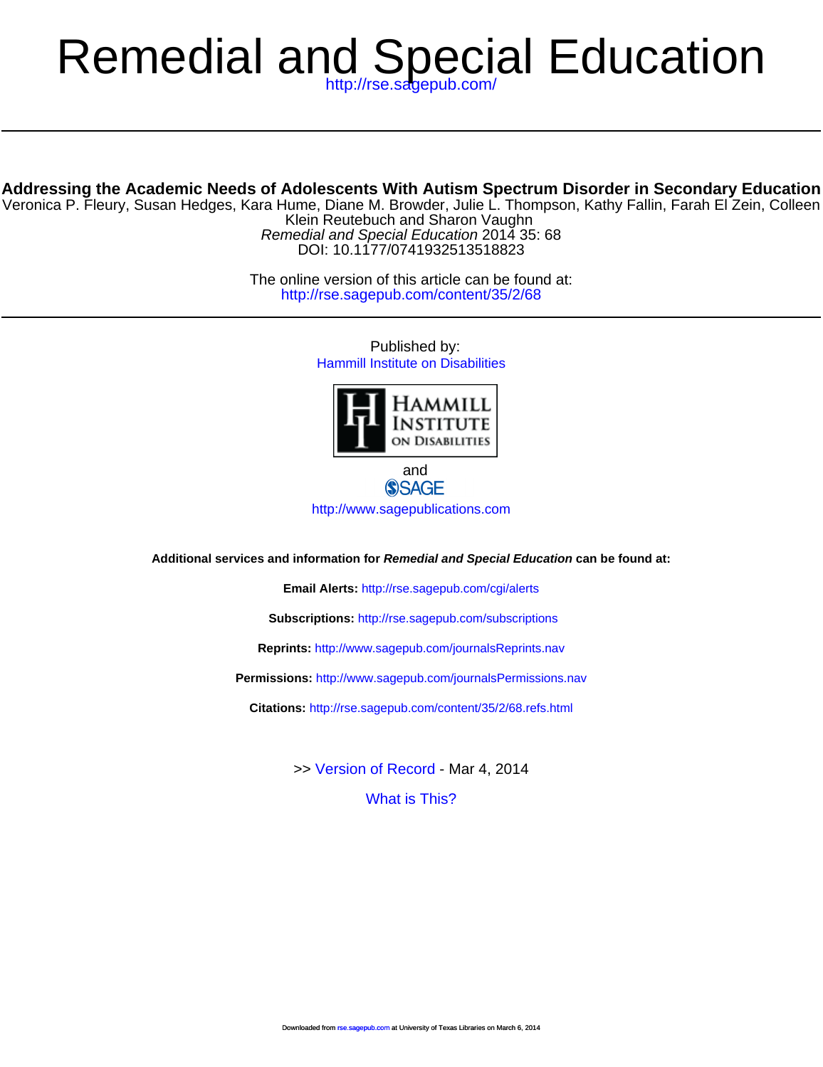# Remedial and Special Education

http://rse.sagepub.com/

**Addressing the Academic Needs of Adolescents With Autism Spectrum Disorder in Secondary Education**

Veronica P. Fleury, Susan Hedges, Kara Hume, Diane M. Browder, Julie L. Thompson, Kathy Fallin, Farah El Zein, Colleen Klein Reutebuch and Sharon Vaughn

*Remedial and Special Education* 2014 35: 68

DOI: 10.1177/0741932513518823

The online version of this article can be found at:
http://rse.sagepub.com/content/35/2/68

---

Published by:

Hammill Institute on Disabilities

and

SAGE

http://www.sagepublications.com

**Additional services and information for *Remedial and Special Education* can be found at:**

**Email Alerts:** http://rse.sagepub.com/cgi/alerts

**Subscriptions:** http://rse.sagepub.com/subscriptions

**Reprints:** http://www.sagepub.com/journalsReprints.nav

**Permissions:** http://www.sagepub.com/journalsPermissions.nav

**Citations:** http://rse.sagepub.com/content/35/2/68.refs.html

>> Version of Record - Mar 4, 2014

What is This?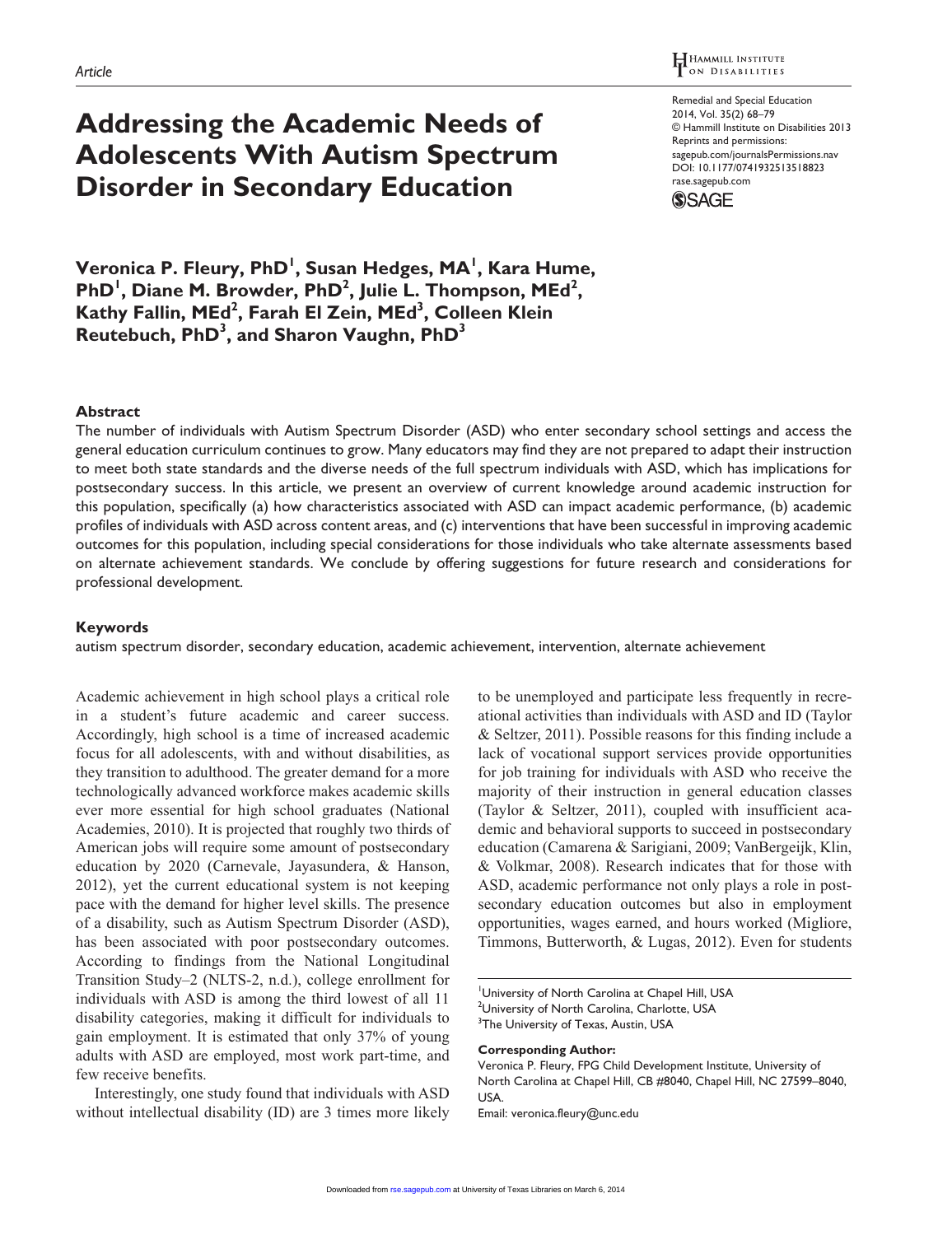# Addressing the Academic Needs of Adolescents With Autism Spectrum Disorder in Secondary Education

**Veronica P. Fleury, PhD[1], Susan Hedges, MA[1], Kara Hume, PhD[1], Diane M. Browder, PhD[2], Julie L. Thompson, MEd[2], Kathy Fallin, MEd[2], Farah El Zein, MEd[3], Colleen Klein Reutebuch, PhD[3], and Sharon Vaughn, PhD[3]**

## Abstract

The number of individuals with Autism Spectrum Disorder (ASD) who enter secondary school settings and access the general education curriculum continues to grow. Many educators may find they are not prepared to adapt their instruction to meet both state standards and the diverse needs of the full spectrum individuals with ASD, which has implications for postsecondary success. In this article, we present an overview of current knowledge around academic instruction for this population, specifically (a) how characteristics associated with ASD can impact academic performance, (b) academic profiles of individuals with ASD across content areas, and (c) interventions that have been successful in improving academic outcomes for this population, including special considerations for those individuals who take alternate assessments based on alternate achievement standards. We conclude by offering suggestions for future research and considerations for professional development.

## Keywords

autism spectrum disorder, secondary education, academic achievement, intervention, alternate achievement

Academic achievement in high school plays a critical role in a student's future academic and career success. Accordingly, high school is a time of increased academic focus for all adolescents, with and without disabilities, as they transition to adulthood. The greater demand for a more technologically advanced workforce makes academic skills ever more essential for high school graduates (National Academies, 2010). It is projected that roughly two thirds of American jobs will require some amount of postsecondary education by 2020 (Carnevale, Jayasundera, & Hanson, 2012), yet the current educational system is not keeping pace with the demand for higher level skills. The presence of a disability, such as Autism Spectrum Disorder (ASD), has been associated with poor postsecondary outcomes. According to findings from the National Longitudinal Transition Study–2 (NLTS-2, n.d.), college enrollment for individuals with ASD is among the third lowest of all 11 disability categories, making it difficult for individuals to gain employment. It is estimated that only 37% of young adults with ASD are employed, most work part-time, and few receive benefits.

Interestingly, one study found that individuals with ASD without intellectual disability (ID) are 3 times more likely to be unemployed and participate less frequently in recreational activities than individuals with ASD and ID (Taylor & Seltzer, 2011). Possible reasons for this finding include a lack of vocational support services provide opportunities for job training for individuals with ASD who receive the majority of their instruction in general education classes (Taylor & Seltzer, 2011), coupled with insufficient academic and behavioral supports to succeed in postsecondary education (Camarena & Sarigiani, 2009; VanBergeijk, Klin, & Volkmar, 2008). Research indicates that for those with ASD, academic performance not only plays a role in postsecondary education outcomes but also in employment opportunities, wages earned, and hours worked (Migliore, Timmons, Butterworth, & Lugas, 2012). Even for students

[1]University of North Carolina at Chapel Hill, USA
[2]University of North Carolina, Charlotte, USA
[3]The University of Texas, Austin, USA

**Corresponding Author:**
Veronica P. Fleury, FPG Child Development Institute, University of North Carolina at Chapel Hill, CB #8040, Chapel Hill, NC 27599–8040, USA.
Email: veronica.fleury@unc.edu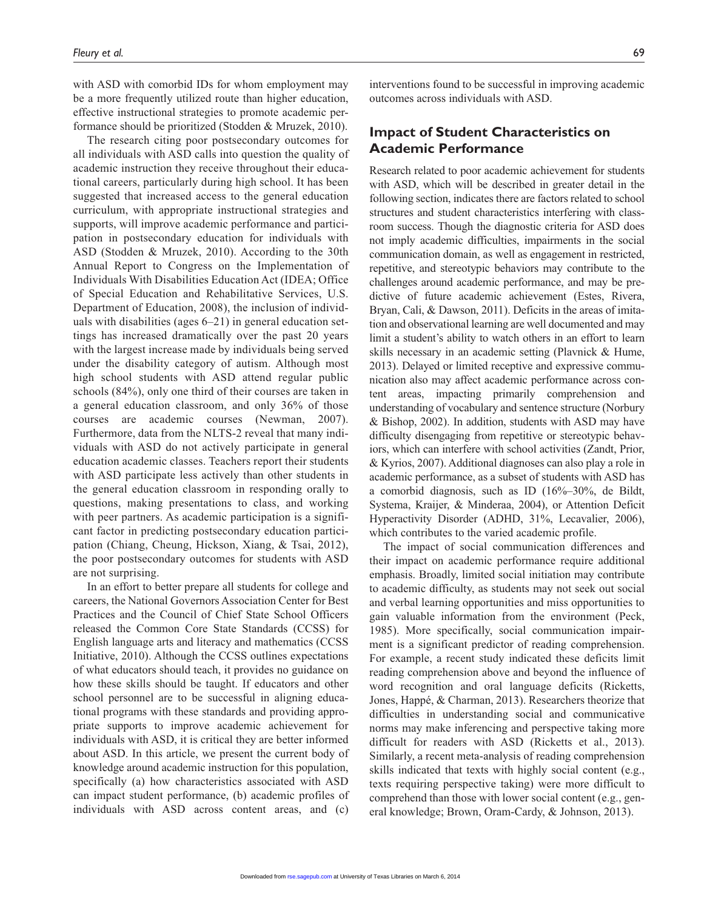with ASD with comorbid IDs for whom employment may be a more frequently utilized route than higher education, effective instructional strategies to promote academic performance should be prioritized (Stodden & Mruzek, 2010).

The research citing poor postsecondary outcomes for all individuals with ASD calls into question the quality of academic instruction they receive throughout their educational careers, particularly during high school. It has been suggested that increased access to the general education curriculum, with appropriate instructional strategies and supports, will improve academic performance and participation in postsecondary education for individuals with ASD (Stodden & Mruzek, 2010). According to the 30th Annual Report to Congress on the Implementation of Individuals With Disabilities Education Act (IDEA; Office of Special Education and Rehabilitative Services, U.S. Department of Education, 2008), the inclusion of individuals with disabilities (ages 6–21) in general education settings has increased dramatically over the past 20 years with the largest increase made by individuals being served under the disability category of autism. Although most high school students with ASD attend regular public schools (84%), only one third of their courses are taken in a general education classroom, and only 36% of those courses are academic courses (Newman, 2007). Furthermore, data from the NLTS-2 reveal that many individuals with ASD do not actively participate in general education academic classes. Teachers report their students with ASD participate less actively than other students in the general education classroom in responding orally to questions, making presentations to class, and working with peer partners. As academic participation is a significant factor in predicting postsecondary education participation (Chiang, Cheung, Hickson, Xiang, & Tsai, 2012), the poor postsecondary outcomes for students with ASD are not surprising.

In an effort to better prepare all students for college and careers, the National Governors Association Center for Best Practices and the Council of Chief State School Officers released the Common Core State Standards (CCSS) for English language arts and literacy and mathematics (CCSS Initiative, 2010). Although the CCSS outlines expectations of what educators should teach, it provides no guidance on how these skills should be taught. If educators and other school personnel are to be successful in aligning educational programs with these standards and providing appropriate supports to improve academic achievement for individuals with ASD, it is critical they are better informed about ASD. In this article, we present the current body of knowledge around academic instruction for this population, specifically (a) how characteristics associated with ASD can impact student performance, (b) academic profiles of individuals with ASD across content areas, and (c) interventions found to be successful in improving academic outcomes across individuals with ASD.

## Impact of Student Characteristics on Academic Performance

Research related to poor academic achievement for students with ASD, which will be described in greater detail in the following section, indicates there are factors related to school structures and student characteristics interfering with classroom success. Though the diagnostic criteria for ASD does not imply academic difficulties, impairments in the social communication domain, as well as engagement in restricted, repetitive, and stereotypic behaviors may contribute to the challenges around academic performance, and may be predictive of future academic achievement (Estes, Rivera, Bryan, Cali, & Dawson, 2011). Deficits in the areas of imitation and observational learning are well documented and may limit a student's ability to watch others in an effort to learn skills necessary in an academic setting (Plavnick & Hume, 2013). Delayed or limited receptive and expressive communication also may affect academic performance across content areas, impacting primarily comprehension and understanding of vocabulary and sentence structure (Norbury & Bishop, 2002). In addition, students with ASD may have difficulty disengaging from repetitive or stereotypic behaviors, which can interfere with school activities (Zandt, Prior, & Kyrios, 2007). Additional diagnoses can also play a role in academic performance, as a subset of students with ASD has a comorbid diagnosis, such as ID (16%–30%, de Bildt, Systema, Kraijer, & Minderaa, 2004), or Attention Deficit Hyperactivity Disorder (ADHD, 31%, Lecavalier, 2006), which contributes to the varied academic profile.

The impact of social communication differences and their impact on academic performance require additional emphasis. Broadly, limited social initiation may contribute to academic difficulty, as students may not seek out social and verbal learning opportunities and miss opportunities to gain valuable information from the environment (Peck, 1985). More specifically, social communication impairment is a significant predictor of reading comprehension. For example, a recent study indicated these deficits limit reading comprehension above and beyond the influence of word recognition and oral language deficits (Ricketts, Jones, Happé, & Charman, 2013). Researchers theorize that difficulties in understanding social and communicative norms may make inferencing and perspective taking more difficult for readers with ASD (Ricketts et al., 2013). Similarly, a recent meta-analysis of reading comprehension skills indicated that texts with highly social content (e.g., texts requiring perspective taking) were more difficult to comprehend than those with lower social content (e.g., general knowledge; Brown, Oram-Cardy, & Johnson, 2013).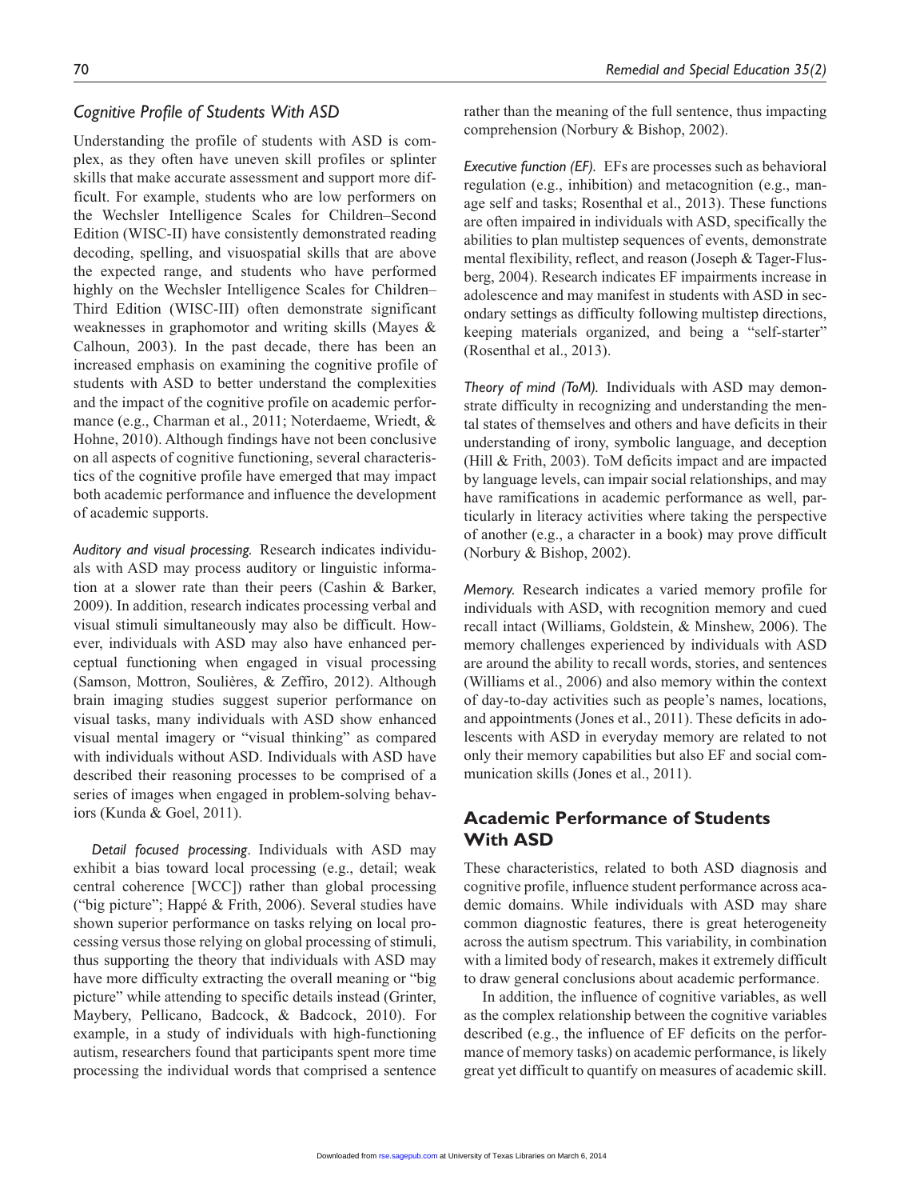## *Cognitive Profile of Students With ASD*

Understanding the profile of students with ASD is complex, as they often have uneven skill profiles or splinter skills that make accurate assessment and support more difficult. For example, students who are low performers on the Wechsler Intelligence Scales for Children–Second Edition (WISC-II) have consistently demonstrated reading decoding, spelling, and visuospatial skills that are above the expected range, and students who have performed highly on the Wechsler Intelligence Scales for Children–Third Edition (WISC-III) often demonstrate significant weaknesses in graphomotor and writing skills (Mayes & Calhoun, 2003). In the past decade, there has been an increased emphasis on examining the cognitive profile of students with ASD to better understand the complexities and the impact of the cognitive profile on academic performance (e.g., Charman et al., 2011; Noterdaeme, Wriedt, & Hohne, 2010). Although findings have not been conclusive on all aspects of cognitive functioning, several characteristics of the cognitive profile have emerged that may impact both academic performance and influence the development of academic supports.

*Auditory and visual processing.* Research indicates individuals with ASD may process auditory or linguistic information at a slower rate than their peers (Cashin & Barker, 2009). In addition, research indicates processing verbal and visual stimuli simultaneously may also be difficult. However, individuals with ASD may also have enhanced perceptual functioning when engaged in visual processing (Samson, Mottron, Soulières, & Zeffiro, 2012). Although brain imaging studies suggest superior performance on visual tasks, many individuals with ASD show enhanced visual mental imagery or "visual thinking" as compared with individuals without ASD. Individuals with ASD have described their reasoning processes to be comprised of a series of images when engaged in problem-solving behaviors (Kunda & Goel, 2011).

*Detail focused processing*. Individuals with ASD may exhibit a bias toward local processing (e.g., detail; weak central coherence [WCC]) rather than global processing ("big picture"; Happé & Frith, 2006). Several studies have shown superior performance on tasks relying on local processing versus those relying on global processing of stimuli, thus supporting the theory that individuals with ASD may have more difficulty extracting the overall meaning or "big picture" while attending to specific details instead (Grinter, Maybery, Pellicano, Badcock, & Badcock, 2010). For example, in a study of individuals with high-functioning autism, researchers found that participants spent more time processing the individual words that comprised a sentence rather than the meaning of the full sentence, thus impacting comprehension (Norbury & Bishop, 2002).

*Executive function (EF).* EFs are processes such as behavioral regulation (e.g., inhibition) and metacognition (e.g., manage self and tasks; Rosenthal et al., 2013). These functions are often impaired in individuals with ASD, specifically the abilities to plan multistep sequences of events, demonstrate mental flexibility, reflect, and reason (Joseph & Tager-Flusberg, 2004). Research indicates EF impairments increase in adolescence and may manifest in students with ASD in secondary settings as difficulty following multistep directions, keeping materials organized, and being a "self-starter" (Rosenthal et al., 2013).

*Theory of mind (ToM).* Individuals with ASD may demonstrate difficulty in recognizing and understanding the mental states of themselves and others and have deficits in their understanding of irony, symbolic language, and deception (Hill & Frith, 2003). ToM deficits impact and are impacted by language levels, can impair social relationships, and may have ramifications in academic performance as well, particularly in literacy activities where taking the perspective of another (e.g., a character in a book) may prove difficult (Norbury & Bishop, 2002).

*Memory.* Research indicates a varied memory profile for individuals with ASD, with recognition memory and cued recall intact (Williams, Goldstein, & Minshew, 2006). The memory challenges experienced by individuals with ASD are around the ability to recall words, stories, and sentences (Williams et al., 2006) and also memory within the context of day-to-day activities such as people's names, locations, and appointments (Jones et al., 2011). These deficits in adolescents with ASD in everyday memory are related to not only their memory capabilities but also EF and social communication skills (Jones et al., 2011).

## Academic Performance of Students With ASD

These characteristics, related to both ASD diagnosis and cognitive profile, influence student performance across academic domains. While individuals with ASD may share common diagnostic features, there is great heterogeneity across the autism spectrum. This variability, in combination with a limited body of research, makes it extremely difficult to draw general conclusions about academic performance.

In addition, the influence of cognitive variables, as well as the complex relationship between the cognitive variables described (e.g., the influence of EF deficits on the performance of memory tasks) on academic performance, is likely great yet difficult to quantify on measures of academic skill.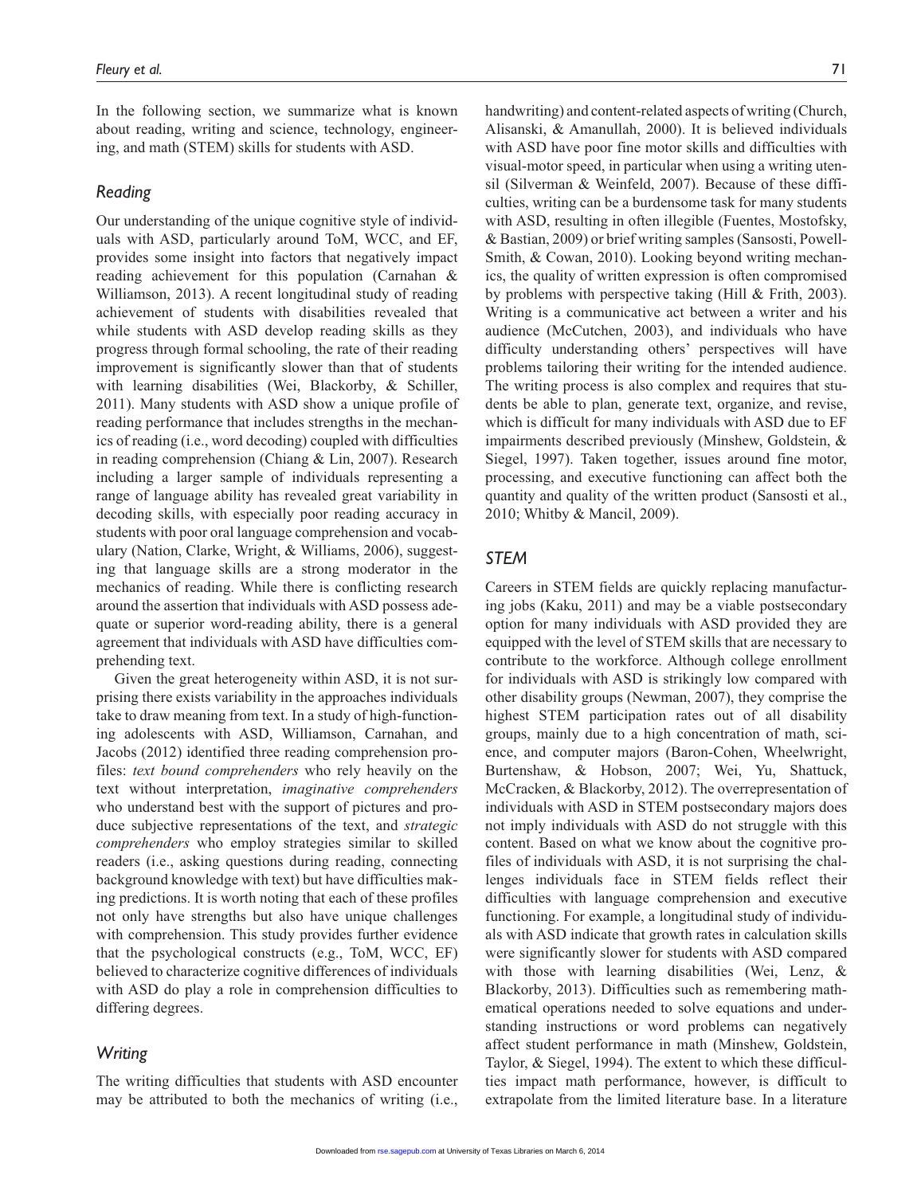In the following section, we summarize what is known about reading, writing and science, technology, engineering, and math (STEM) skills for students with ASD.

### Reading

Our understanding of the unique cognitive style of individuals with ASD, particularly around ToM, WCC, and EF, provides some insight into factors that negatively impact reading achievement for this population (Carnahan & Williamson, 2013). A recent longitudinal study of reading achievement of students with disabilities revealed that while students with ASD develop reading skills as they progress through formal schooling, the rate of their reading improvement is significantly slower than that of students with learning disabilities (Wei, Blackorby, & Schiller, 2011). Many students with ASD show a unique profile of reading performance that includes strengths in the mechanics of reading (i.e., word decoding) coupled with difficulties in reading comprehension (Chiang & Lin, 2007). Research including a larger sample of individuals representing a range of language ability has revealed great variability in decoding skills, with especially poor reading accuracy in students with poor oral language comprehension and vocabulary (Nation, Clarke, Wright, & Williams, 2006), suggesting that language skills are a strong moderator in the mechanics of reading. While there is conflicting research around the assertion that individuals with ASD possess adequate or superior word-reading ability, there is a general agreement that individuals with ASD have difficulties comprehending text.

Given the great heterogeneity within ASD, it is not surprising there exists variability in the approaches individuals take to draw meaning from text. In a study of high-functioning adolescents with ASD, Williamson, Carnahan, and Jacobs (2012) identified three reading comprehension profiles: *text bound comprehenders* who rely heavily on the text without interpretation, *imaginative comprehenders* who understand best with the support of pictures and produce subjective representations of the text, and *strategic comprehenders* who employ strategies similar to skilled readers (i.e., asking questions during reading, connecting background knowledge with text) but have difficulties making predictions. It is worth noting that each of these profiles not only have strengths but also have unique challenges with comprehension. This study provides further evidence that the psychological constructs (e.g., ToM, WCC, EF) believed to characterize cognitive differences of individuals with ASD do play a role in comprehension difficulties to differing degrees.

### Writing

The writing difficulties that students with ASD encounter may be attributed to both the mechanics of writing (i.e., handwriting) and content-related aspects of writing (Church, Alisanski, & Amanullah, 2000). It is believed individuals with ASD have poor fine motor skills and difficulties with visual-motor speed, in particular when using a writing utensil (Silverman & Weinfeld, 2007). Because of these difficulties, writing can be a burdensome task for many students with ASD, resulting in often illegible (Fuentes, Mostofsky, & Bastian, 2009) or brief writing samples (Sansosti, Powell-Smith, & Cowan, 2010). Looking beyond writing mechanics, the quality of written expression is often compromised by problems with perspective taking (Hill & Frith, 2003). Writing is a communicative act between a writer and his audience (McCutchen, 2003), and individuals who have difficulty understanding others' perspectives will have problems tailoring their writing for the intended audience. The writing process is also complex and requires that students be able to plan, generate text, organize, and revise, which is difficult for many individuals with ASD due to EF impairments described previously (Minshew, Goldstein, & Siegel, 1997). Taken together, issues around fine motor, processing, and executive functioning can affect both the quantity and quality of the written product (Sansosti et al., 2010; Whitby & Mancil, 2009).

### STEM

Careers in STEM fields are quickly replacing manufacturing jobs (Kaku, 2011) and may be a viable postsecondary option for many individuals with ASD provided they are equipped with the level of STEM skills that are necessary to contribute to the workforce. Although college enrollment for individuals with ASD is strikingly low compared with other disability groups (Newman, 2007), they comprise the highest STEM participation rates out of all disability groups, mainly due to a high concentration of math, science, and computer majors (Baron-Cohen, Wheelwright, Burtenshaw, & Hobson, 2007; Wei, Yu, Shattuck, McCracken, & Blackorby, 2012). The overrepresentation of individuals with ASD in STEM postsecondary majors does not imply individuals with ASD do not struggle with this content. Based on what we know about the cognitive profiles of individuals with ASD, it is not surprising the challenges individuals face in STEM fields reflect their difficulties with language comprehension and executive functioning. For example, a longitudinal study of individuals with ASD indicate that growth rates in calculation skills were significantly slower for students with ASD compared with those with learning disabilities (Wei, Lenz, & Blackorby, 2013). Difficulties such as remembering mathematical operations needed to solve equations and understanding instructions or word problems can negatively affect student performance in math (Minshew, Goldstein, Taylor, & Siegel, 1994). The extent to which these difficulties impact math performance, however, is difficult to extrapolate from the limited literature base. In a literature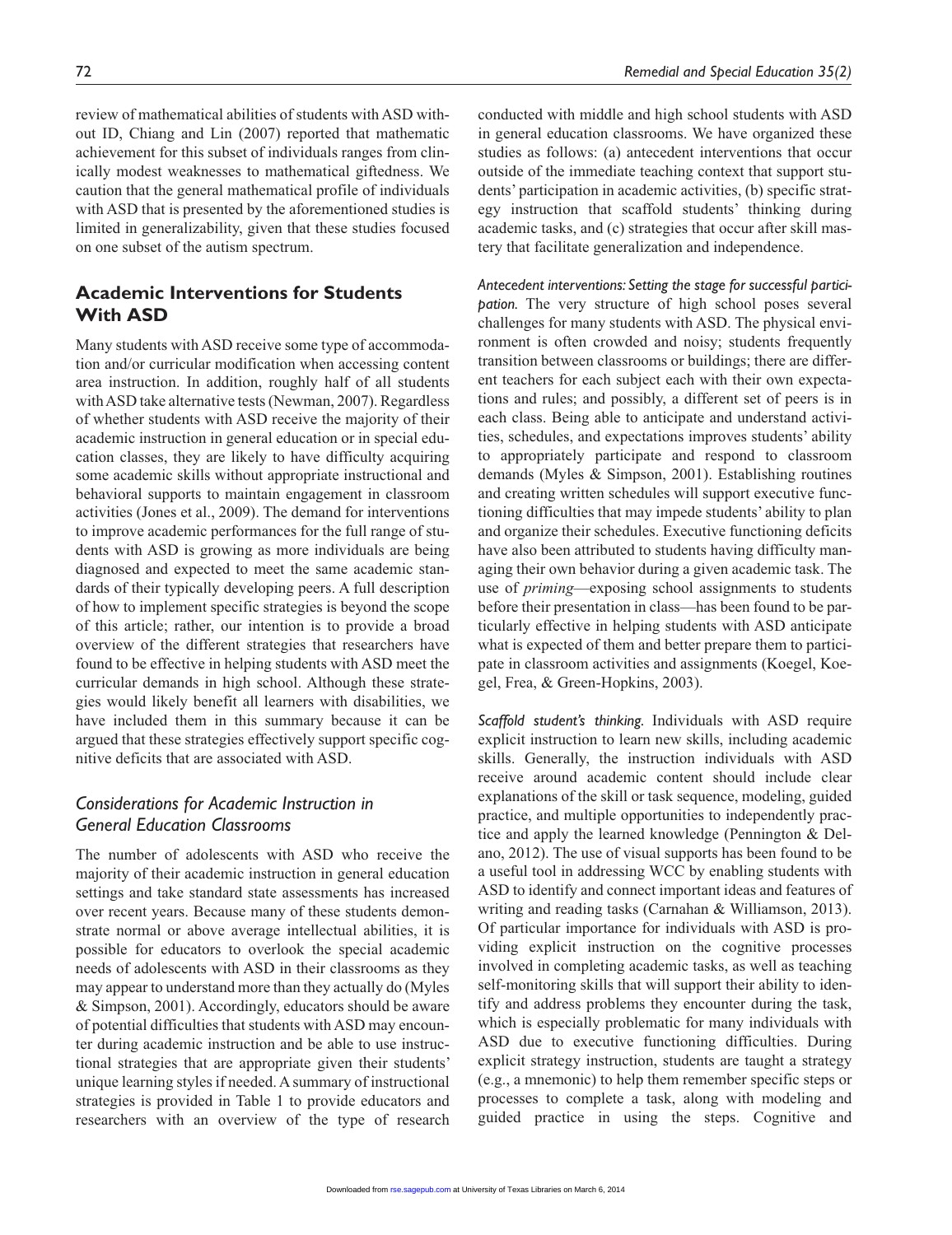review of mathematical abilities of students with ASD without ID, Chiang and Lin (2007) reported that mathematic achievement for this subset of individuals ranges from clinically modest weaknesses to mathematical giftedness. We caution that the general mathematical profile of individuals with ASD that is presented by the aforementioned studies is limited in generalizability, given that these studies focused on one subset of the autism spectrum.

## Academic Interventions for Students With ASD

Many students with ASD receive some type of accommodation and/or curricular modification when accessing content area instruction. In addition, roughly half of all students with ASD take alternative tests (Newman, 2007). Regardless of whether students with ASD receive the majority of their academic instruction in general education or in special education classes, they are likely to have difficulty acquiring some academic skills without appropriate instructional and behavioral supports to maintain engagement in classroom activities (Jones et al., 2009). The demand for interventions to improve academic performances for the full range of students with ASD is growing as more individuals are being diagnosed and expected to meet the same academic standards of their typically developing peers. A full description of how to implement specific strategies is beyond the scope of this article; rather, our intention is to provide a broad overview of the different strategies that researchers have found to be effective in helping students with ASD meet the curricular demands in high school. Although these strategies would likely benefit all learners with disabilities, we have included them in this summary because it can be argued that these strategies effectively support specific cognitive deficits that are associated with ASD.

### *Considerations for Academic Instruction in General Education Classrooms*

The number of adolescents with ASD who receive the majority of their academic instruction in general education settings and take standard state assessments has increased over recent years. Because many of these students demonstrate normal or above average intellectual abilities, it is possible for educators to overlook the special academic needs of adolescents with ASD in their classrooms as they may appear to understand more than they actually do (Myles & Simpson, 2001). Accordingly, educators should be aware of potential difficulties that students with ASD may encounter during academic instruction and be able to use instructional strategies that are appropriate given their students' unique learning styles if needed. A summary of instructional strategies is provided in Table 1 to provide educators and researchers with an overview of the type of research conducted with middle and high school students with ASD in general education classrooms. We have organized these studies as follows: (a) antecedent interventions that occur outside of the immediate teaching context that support students' participation in academic activities, (b) specific strategy instruction that scaffold students' thinking during academic tasks, and (c) strategies that occur after skill mastery that facilitate generalization and independence.

*Antecedent interventions: Setting the stage for successful participation.* The very structure of high school poses several challenges for many students with ASD. The physical environment is often crowded and noisy; students frequently transition between classrooms or buildings; there are different teachers for each subject each with their own expectations and rules; and possibly, a different set of peers is in each class. Being able to anticipate and understand activities, schedules, and expectations improves students' ability to appropriately participate and respond to classroom demands (Myles & Simpson, 2001). Establishing routines and creating written schedules will support executive functioning difficulties that may impede students' ability to plan and organize their schedules. Executive functioning deficits have also been attributed to students having difficulty managing their own behavior during a given academic task. The use of *priming*—exposing school assignments to students before their presentation in class—has been found to be particularly effective in helping students with ASD anticipate what is expected of them and better prepare them to participate in classroom activities and assignments (Koegel, Koegel, Frea, & Green-Hopkins, 2003).

*Scaffold student's thinking.* Individuals with ASD require explicit instruction to learn new skills, including academic skills. Generally, the instruction individuals with ASD receive around academic content should include clear explanations of the skill or task sequence, modeling, guided practice, and multiple opportunities to independently practice and apply the learned knowledge (Pennington & Delano, 2012). The use of visual supports has been found to be a useful tool in addressing WCC by enabling students with ASD to identify and connect important ideas and features of writing and reading tasks (Carnahan & Williamson, 2013). Of particular importance for individuals with ASD is providing explicit instruction on the cognitive processes involved in completing academic tasks, as well as teaching self-monitoring skills that will support their ability to identify and address problems they encounter during the task, which is especially problematic for many individuals with ASD due to executive functioning difficulties. During explicit strategy instruction, students are taught a strategy (e.g., a mnemonic) to help them remember specific steps or processes to complete a task, along with modeling and guided practice in using the steps. Cognitive and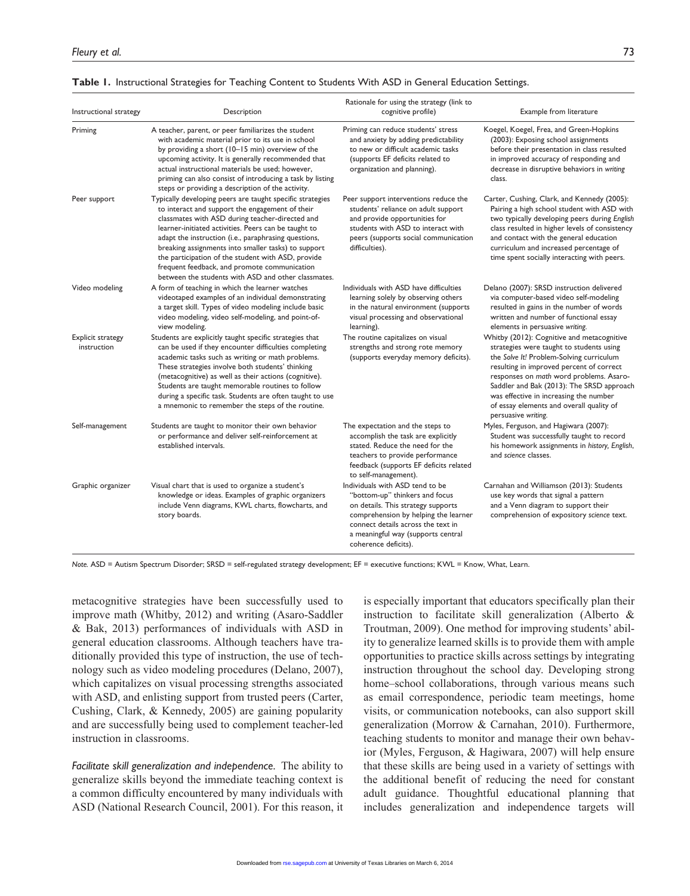**Table 1.** Instructional Strategies for Teaching Content to Students With ASD in General Education Settings.

| Instructional strategy | Description | Rationale for using the strategy (link to cognitive profile) | Example from literature |
|---|---|---|---|
| Priming | A teacher, parent, or peer familiarizes the student with academic material prior to its use in school by providing a short (10–15 min) overview of the upcoming activity. It is generally recommended that actual instructional materials be used; however, priming can also consist of introducing a task by listing steps or providing a description of the activity. | Priming can reduce students' stress and anxiety by adding predictability to new or difficult academic tasks (supports EF deficits related to organization and planning). | Koegel, Koegel, Frea, and Green-Hopkins (2003): Exposing school assignments before their presentation in class resulted in improved accuracy of responding and decrease in disruptive behaviors in *writing* class. |
| Peer support | Typically developing peers are taught specific strategies to interact and support the engagement of their classmates with ASD during teacher-directed and learner-initiated activities. Peers can be taught to adapt the instruction (i.e., paraphrasing questions, breaking assignments into smaller tasks) to support the participation of the student with ASD, provide frequent feedback, and promote communication between the students with ASD and other classmates. | Peer support interventions reduce the students' reliance on adult support and provide opportunities for students with ASD to interact with peers (supports social communication difficulties). | Carter, Cushing, Clark, and Kennedy (2005): Pairing a high school student with ASD with two typically developing peers during *English* class resulted in higher levels of consistency and contact with the general education curriculum and increased percentage of time spent socially interacting with peers. |
| Video modeling | A form of teaching in which the learner watches videotaped examples of an individual demonstrating a target skill. Types of video modeling include basic video modeling, video self-modeling, and point-of-view modeling. | Individuals with ASD have difficulties learning solely by observing others in the natural environment (supports visual processing and observational learning). | Delano (2007): SRSD instruction delivered via computer-based video self-modeling resulted in gains in the number of words written and number of functional essay elements in persuasive *writing*. |
| Explicit strategy instruction | Students are explicitly taught specific strategies that can be used if they encounter difficulties completing academic tasks such as writing or math problems. These strategies involve both students' thinking (metacognitive) as well as their actions (cognitive). Students are taught memorable routines to follow during a specific task. Students are often taught to use a mnemonic to remember the steps of the routine. | The routine capitalizes on visual strengths and strong rote memory (supports everyday memory deficits). | Whitby (2012): Cognitive and metacognitive strategies were taught to students using the *Solve It!* Problem-Solving curriculum resulting in improved percent of correct responses on *math* word problems. Asaro-Saddler and Bak (2013): The SRSD approach was effective in increasing the number of essay elements and overall quality of persuasive *writing*. |
| Self-management | Students are taught to monitor their own behavior or performance and deliver self-reinforcement at established intervals. | The expectation and the steps to accomplish the task are explicitly stated. Reduce the need for the teachers to provide performance feedback (supports EF deficits related to self-management). | Myles, Ferguson, and Hagiwara (2007): Student was successfully taught to record his homework assignments in *history*, *English*, and *science* classes. |
| Graphic organizer | Visual chart that is used to organize a student's knowledge or ideas. Examples of graphic organizers include Venn diagrams, KWL charts, flowcharts, and story boards. | Individuals with ASD tend to be "bottom-up" thinkers and focus on details. This strategy supports comprehension by helping the learner connect details across the text in a meaningful way (supports central coherence deficits). | Carnahan and Williamson (2013): Students use key words that signal a pattern and a Venn diagram to support their comprehension of expository *science* text. |

*Note.* ASD = Autism Spectrum Disorder; SRSD = self-regulated strategy development; EF = executive functions; KWL = Know, What, Learn.

metacognitive strategies have been successfully used to improve math (Whitby, 2012) and writing (Asaro-Saddler & Bak, 2013) performances of individuals with ASD in general education classrooms. Although teachers have traditionally provided this type of instruction, the use of technology such as video modeling procedures (Delano, 2007), which capitalizes on visual processing strengths associated with ASD, and enlisting support from trusted peers (Carter, Cushing, Clark, & Kennedy, 2005) are gaining popularity and are successfully being used to complement teacher-led instruction in classrooms.

*Facilitate skill generalization and independence.* The ability to generalize skills beyond the immediate teaching context is a common difficulty encountered by many individuals with ASD (National Research Council, 2001). For this reason, it is especially important that educators specifically plan their instruction to facilitate skill generalization (Alberto & Troutman, 2009). One method for improving students' ability to generalize learned skills is to provide them with ample opportunities to practice skills across settings by integrating instruction throughout the school day. Developing strong home–school collaborations, through various means such as email correspondence, periodic team meetings, home visits, or communication notebooks, can also support skill generalization (Morrow & Carnahan, 2010). Furthermore, teaching students to monitor and manage their own behavior (Myles, Ferguson, & Hagiwara, 2007) will help ensure that these skills are being used in a variety of settings with the additional benefit of reducing the need for constant adult guidance. Thoughtful educational planning that includes generalization and independence targets will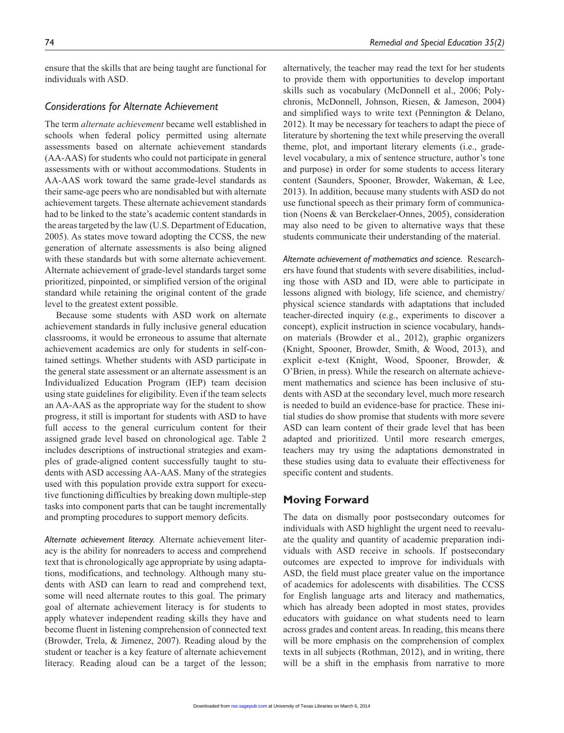ensure that the skills that are being taught are functional for individuals with ASD.

### *Considerations for Alternate Achievement*

The term *alternate achievement* became well established in schools when federal policy permitted using alternate assessments based on alternate achievement standards (AA-AAS) for students who could not participate in general assessments with or without accommodations. Students in AA-AAS work toward the same grade-level standards as their same-age peers who are nondisabled but with alternate achievement targets. These alternate achievement standards had to be linked to the state's academic content standards in the areas targeted by the law (U.S. Department of Education, 2005). As states move toward adopting the CCSS, the new generation of alternate assessments is also being aligned with these standards but with some alternate achievement. Alternate achievement of grade-level standards target some prioritized, pinpointed, or simplified version of the original standard while retaining the original content of the grade level to the greatest extent possible.

Because some students with ASD work on alternate achievement standards in fully inclusive general education classrooms, it would be erroneous to assume that alternate achievement academics are only for students in self-contained settings. Whether students with ASD participate in the general state assessment or an alternate assessment is an Individualized Education Program (IEP) team decision using state guidelines for eligibility. Even if the team selects an AA-AAS as the appropriate way for the student to show progress, it still is important for students with ASD to have full access to the general curriculum content for their assigned grade level based on chronological age. Table 2 includes descriptions of instructional strategies and examples of grade-aligned content successfully taught to students with ASD accessing AA-AAS. Many of the strategies used with this population provide extra support for executive functioning difficulties by breaking down multiple-step tasks into component parts that can be taught incrementally and prompting procedures to support memory deficits.

*Alternate achievement literacy.* Alternate achievement literacy is the ability for nonreaders to access and comprehend text that is chronologically age appropriate by using adaptations, modifications, and technology. Although many students with ASD can learn to read and comprehend text, some will need alternate routes to this goal. The primary goal of alternate achievement literacy is for students to apply whatever independent reading skills they have and become fluent in listening comprehension of connected text (Browder, Trela, & Jimenez, 2007). Reading aloud by the student or teacher is a key feature of alternate achievement literacy. Reading aloud can be a target of the lesson; alternatively, the teacher may read the text for her students to provide them with opportunities to develop important skills such as vocabulary (McDonnell et al., 2006; Polychronis, McDonnell, Johnson, Riesen, & Jameson, 2004) and simplified ways to write text (Pennington & Delano, 2012). It may be necessary for teachers to adapt the piece of literature by shortening the text while preserving the overall theme, plot, and important literary elements (i.e., grade-level vocabulary, a mix of sentence structure, author's tone and purpose) in order for some students to access literary content (Saunders, Spooner, Browder, Wakeman, & Lee, 2013). In addition, because many students with ASD do not use functional speech as their primary form of communication (Noens & van Berckelaer-Onnes, 2005), consideration may also need to be given to alternative ways that these students communicate their understanding of the material.

*Alternate achievement of mathematics and science.* Researchers have found that students with severe disabilities, including those with ASD and ID, were able to participate in lessons aligned with biology, life science, and chemistry/physical science standards with adaptations that included teacher-directed inquiry (e.g., experiments to discover a concept), explicit instruction in science vocabulary, hands-on materials (Browder et al., 2012), graphic organizers (Knight, Spooner, Browder, Smith, & Wood, 2013), and explicit e-text (Knight, Wood, Spooner, Browder, & O'Brien, in press). While the research on alternate achievement mathematics and science has been inclusive of students with ASD at the secondary level, much more research is needed to build an evidence-base for practice. These initial studies do show promise that students with more severe ASD can learn content of their grade level that has been adapted and prioritized. Until more research emerges, teachers may try using the adaptations demonstrated in these studies using data to evaluate their effectiveness for specific content and students.

## Moving Forward

The data on dismally poor postsecondary outcomes for individuals with ASD highlight the urgent need to reevaluate the quality and quantity of academic preparation individuals with ASD receive in schools. If postsecondary outcomes are expected to improve for individuals with ASD, the field must place greater value on the importance of academics for adolescents with disabilities. The CCSS for English language arts and literacy and mathematics, which has already been adopted in most states, provides educators with guidance on what students need to learn across grades and content areas. In reading, this means there will be more emphasis on the comprehension of complex texts in all subjects (Rothman, 2012), and in writing, there will be a shift in the emphasis from narrative to more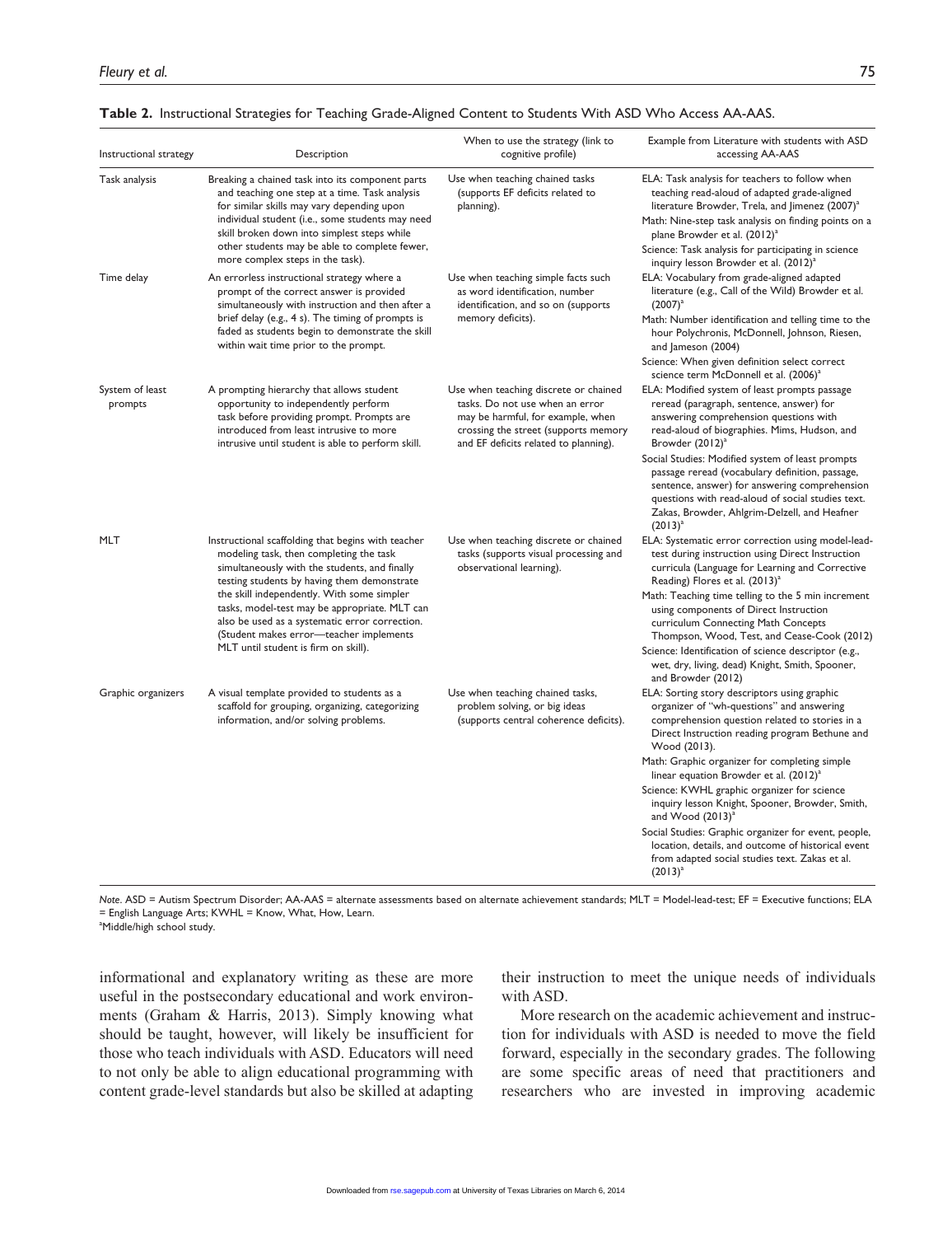**Table 2.** Instructional Strategies for Teaching Grade-Aligned Content to Students With ASD Who Access AA-AAS.

| Instructional strategy | Description | When to use the strategy (link to cognitive profile) | Example from Literature with students with ASD accessing AA-AAS |
|---|---|---|---|
| Task analysis | Breaking a chained task into its component parts and teaching one step at a time. Task analysis for similar skills may vary depending upon individual student (i.e., some students may need skill broken down into simplest steps while other students may be able to complete fewer, more complex steps in the task). | Use when teaching chained tasks (supports EF deficits related to planning). | ELA: Task analysis for teachers to follow when teaching read-aloud of adapted grade-aligned literature Browder, Trela, and Jimenez (2007)[a]<br>Math: Nine-step task analysis on finding points on a plane Browder et al. (2012)[a]<br>Science: Task analysis for participating in science inquiry lesson Browder et al. (2012)[a] |
| Time delay | An errorless instructional strategy where a prompt of the correct answer is provided simultaneously with instruction and then after a brief delay (e.g., 4 s). The timing of prompts is faded as students begin to demonstrate the skill within wait time prior to the prompt. | Use when teaching simple facts such as word identification, number identification, and so on (supports memory deficits). | ELA: Vocabulary from grade-aligned adapted literature (e.g., Call of the Wild) Browder et al. (2007)[a]<br>Math: Number identification and telling time to the hour Polychronis, McDonnell, Johnson, Riesen, and Jameson (2004)<br>Science: When given definition select correct science term McDonnell et al. (2006)[a] |
| System of least prompts | A prompting hierarchy that allows student opportunity to independently perform task before providing prompt. Prompts are introduced from least intrusive to more intrusive until student is able to perform skill. | Use when teaching discrete or chained tasks. Do not use when an error may be harmful, for example, when crossing the street (supports memory and EF deficits related to planning). | ELA: Modified system of least prompts passage reread (paragraph, sentence, answer) for answering comprehension questions with read-aloud of biographies. Mims, Hudson, and Browder (2012)[a]<br>Social Studies: Modified system of least prompts passage reread (vocabulary definition, passage, sentence, answer) for answering comprehension questions with read-aloud of social studies text. Zakas, Browder, Ahlgrim-Delzell, and Heafner (2013)[a] |
| MLT | Instructional scaffolding that begins with teacher modeling task, then completing the task simultaneously with the students, and finally testing students by having them demonstrate the skill independently. With some simpler tasks, model-test may be appropriate. MLT can also be used as a systematic error correction. (Student makes error—teacher implements MLT until student is firm on skill). | Use when teaching discrete or chained tasks (supports visual processing and observational learning). | ELA: Systematic error correction using model-lead-test during instruction using Direct Instruction curricula (Language for Learning and Corrective Reading) Flores et al. (2013)[a]<br>Math: Teaching time telling to the 5 min increment using components of Direct Instruction curriculum Connecting Math Concepts Thompson, Wood, Test, and Cease-Cook (2012)<br>Science: Identification of science descriptor (e.g., wet, dry, living, dead) Knight, Smith, Spooner, and Browder (2012) |
| Graphic organizers | A visual template provided to students as a scaffold for grouping, organizing, categorizing information, and/or solving problems. | Use when teaching chained tasks, problem solving, or big ideas (supports central coherence deficits). | ELA: Sorting story descriptors using graphic organizer of "wh-questions" and answering comprehension question related to stories in a Direct Instruction reading program Bethune and Wood (2013).<br>Math: Graphic organizer for completing simple linear equation Browder et al. (2012)[a]<br>Science: KWHL graphic organizer for science inquiry lesson Knight, Spooner, Browder, Smith, and Wood (2013)[a]<br>Social Studies: Graphic organizer for event, people, location, details, and outcome of historical event from adapted social studies text. Zakas et al. (2013)[a] |

*Note.* ASD = Autism Spectrum Disorder; AA-AAS = alternate assessments based on alternate achievement standards; MLT = Model-lead-test; EF = Executive functions; ELA = English Language Arts; KWHL = Know, What, How, Learn.
[a]Middle/high school study.

informational and explanatory writing as these are more useful in the postsecondary educational and work environments (Graham & Harris, 2013). Simply knowing what should be taught, however, will likely be insufficient for those who teach individuals with ASD. Educators will need to not only be able to align educational programming with content grade-level standards but also be skilled at adapting their instruction to meet the unique needs of individuals with ASD.

More research on the academic achievement and instruction for individuals with ASD is needed to move the field forward, especially in the secondary grades. The following are some specific areas of need that practitioners and researchers who are invested in improving academic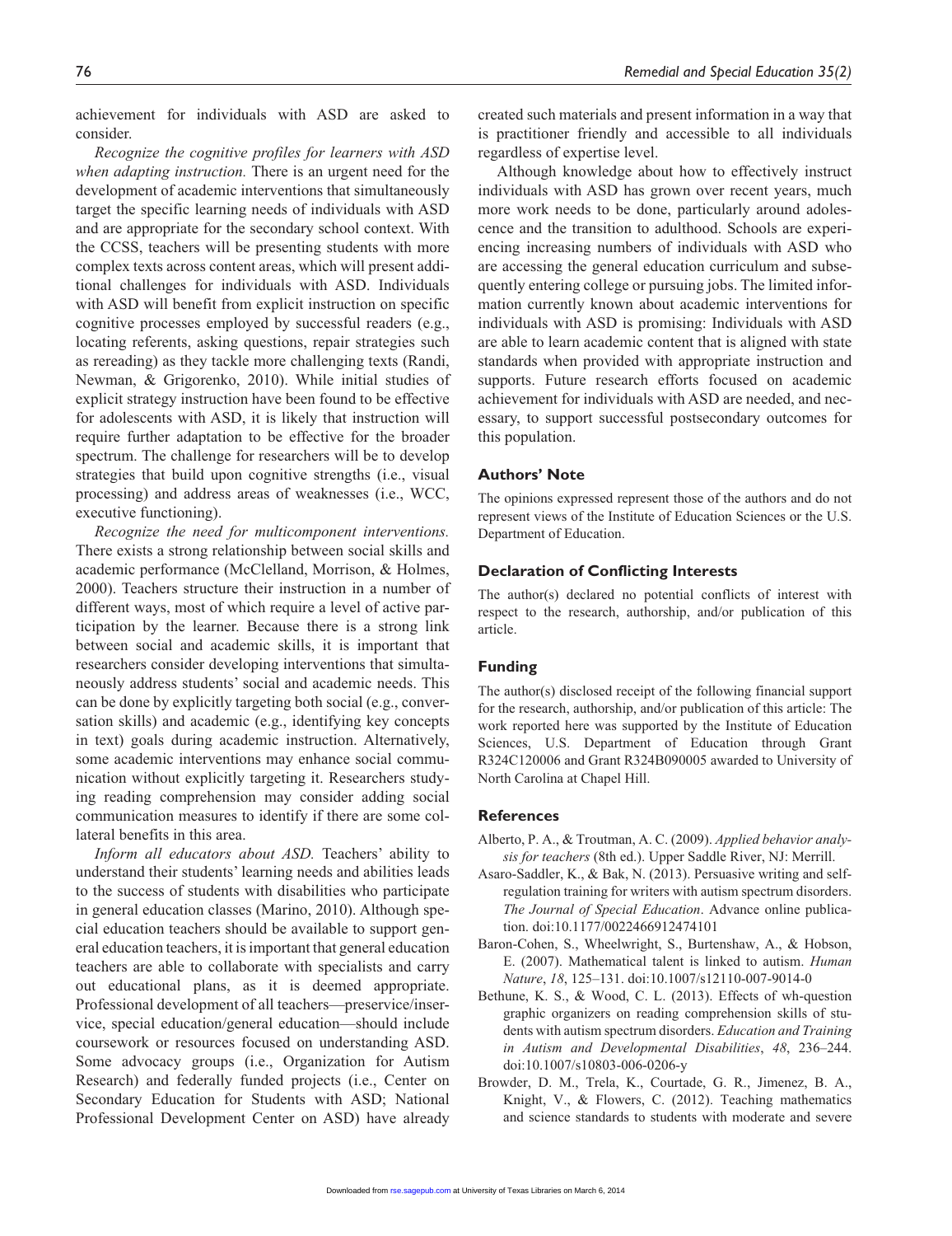achievement for individuals with ASD are asked to consider.

*Recognize the cognitive profiles for learners with ASD when adapting instruction.* There is an urgent need for the development of academic interventions that simultaneously target the specific learning needs of individuals with ASD and are appropriate for the secondary school context. With the CCSS, teachers will be presenting students with more complex texts across content areas, which will present additional challenges for individuals with ASD. Individuals with ASD will benefit from explicit instruction on specific cognitive processes employed by successful readers (e.g., locating referents, asking questions, repair strategies such as rereading) as they tackle more challenging texts (Randi, Newman, & Grigorenko, 2010). While initial studies of explicit strategy instruction have been found to be effective for adolescents with ASD, it is likely that instruction will require further adaptation to be effective for the broader spectrum. The challenge for researchers will be to develop strategies that build upon cognitive strengths (i.e., visual processing) and address areas of weaknesses (i.e., WCC, executive functioning).

*Recognize the need for multicomponent interventions.* There exists a strong relationship between social skills and academic performance (McClelland, Morrison, & Holmes, 2000). Teachers structure their instruction in a number of different ways, most of which require a level of active participation by the learner. Because there is a strong link between social and academic skills, it is important that researchers consider developing interventions that simultaneously address students' social and academic needs. This can be done by explicitly targeting both social (e.g., conversation skills) and academic (e.g., identifying key concepts in text) goals during academic instruction. Alternatively, some academic interventions may enhance social communication without explicitly targeting it. Researchers studying reading comprehension may consider adding social communication measures to identify if there are some collateral benefits in this area.

*Inform all educators about ASD.* Teachers' ability to understand their students' learning needs and abilities leads to the success of students with disabilities who participate in general education classes (Marino, 2010). Although special education teachers should be available to support general education teachers, it is important that general education teachers are able to collaborate with specialists and carry out educational plans, as it is deemed appropriate. Professional development of all teachers—preservice/inservice, special education/general education—should include coursework or resources focused on understanding ASD. Some advocacy groups (i.e., Organization for Autism Research) and federally funded projects (i.e., Center on Secondary Education for Students with ASD; National Professional Development Center on ASD) have already created such materials and present information in a way that is practitioner friendly and accessible to all individuals regardless of expertise level.

Although knowledge about how to effectively instruct individuals with ASD has grown over recent years, much more work needs to be done, particularly around adolescence and the transition to adulthood. Schools are experiencing increasing numbers of individuals with ASD who are accessing the general education curriculum and subsequently entering college or pursuing jobs. The limited information currently known about academic interventions for individuals with ASD is promising: Individuals with ASD are able to learn academic content that is aligned with state standards when provided with appropriate instruction and supports. Future research efforts focused on academic achievement for individuals with ASD are needed, and necessary, to support successful postsecondary outcomes for this population.

## Authors' Note

The opinions expressed represent those of the authors and do not represent views of the Institute of Education Sciences or the U.S. Department of Education.

## Declaration of Conflicting Interests

The author(s) declared no potential conflicts of interest with respect to the research, authorship, and/or publication of this article.

## Funding

The author(s) disclosed receipt of the following financial support for the research, authorship, and/or publication of this article: The work reported here was supported by the Institute of Education Sciences, U.S. Department of Education through Grant R324C120006 and Grant R324B090005 awarded to University of North Carolina at Chapel Hill.

## References

Alberto, P. A., & Troutman, A. C. (2009). *Applied behavior analysis for teachers* (8th ed.). Upper Saddle River, NJ: Merrill.

Asaro-Saddler, K., & Bak, N. (2013). Persuasive writing and self-regulation training for writers with autism spectrum disorders. *The Journal of Special Education*. Advance online publication. doi:10.1177/0022466912474101

Baron-Cohen, S., Wheelwright, S., Burtenshaw, A., & Hobson, E. (2007). Mathematical talent is linked to autism. *Human Nature*, *18*, 125–131. doi:10.1007/s12110-007-9014-0

Bethune, K. S., & Wood, C. L. (2013). Effects of wh-question graphic organizers on reading comprehension skills of students with autism spectrum disorders. *Education and Training in Autism and Developmental Disabilities*, *48*, 236–244. doi:10.1007/s10803-006-0206-y

Browder, D. M., Trela, K., Courtade, G. R., Jimenez, B. A., Knight, V., & Flowers, C. (2012). Teaching mathematics and science standards to students with moderate and severe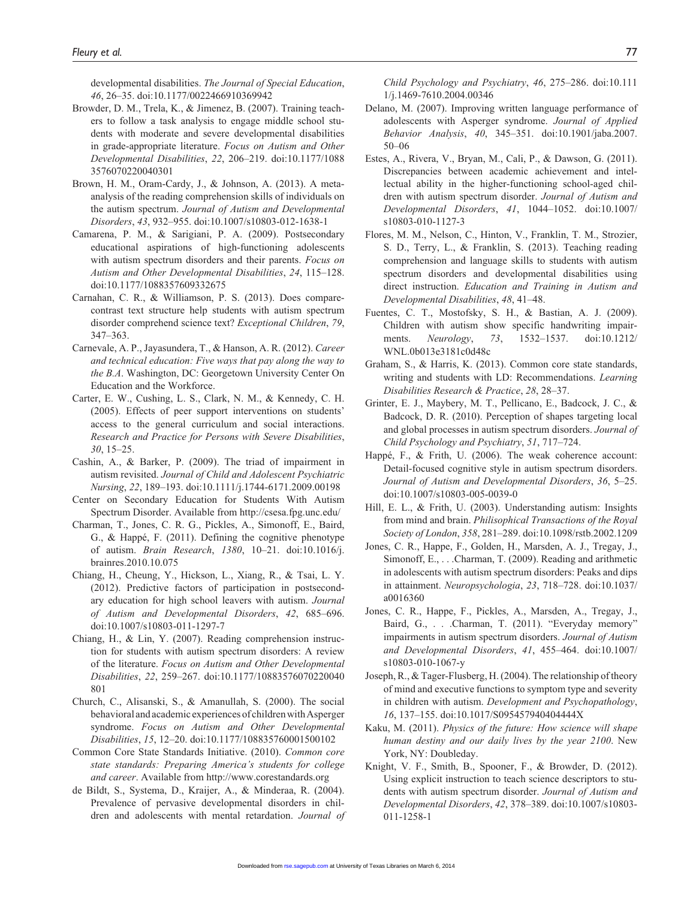developmental disabilities. *The Journal of Special Education*, *46*, 26–35. doi:10.1177/0022466910369942

Browder, D. M., Trela, K., & Jimenez, B. (2007). Training teachers to follow a task analysis to engage middle school students with moderate and severe developmental disabilities in grade-appropriate literature. *Focus on Autism and Other Developmental Disabilities*, *22*, 206–219. doi:10.1177/10883576070220040301

Brown, H. M., Oram-Cardy, J., & Johnson, A. (2013). A meta-analysis of the reading comprehension skills of individuals on the autism spectrum. *Journal of Autism and Developmental Disorders*, *43*, 932–955. doi:10.1007/s10803-012-1638-1

Camarena, P. M., & Sarigiani, P. A. (2009). Postsecondary educational aspirations of high-functioning adolescents with autism spectrum disorders and their parents. *Focus on Autism and Other Developmental Disabilities*, *24*, 115–128. doi:10.1177/1088357609332675

Carnahan, C. R., & Williamson, P. S. (2013). Does compare-contrast text structure help students with autism spectrum disorder comprehend science text? *Exceptional Children*, *79*, 347–363.

Carnevale, A. P., Jayasundera, T., & Hanson, A. R. (2012). *Career and technical education: Five ways that pay along the way to the B.A*. Washington, DC: Georgetown University Center On Education and the Workforce.

Carter, E. W., Cushing, L. S., Clark, N. M., & Kennedy, C. H. (2005). Effects of peer support interventions on students' access to the general curriculum and social interactions. *Research and Practice for Persons with Severe Disabilities*, *30*, 15–25.

Cashin, A., & Barker, P. (2009). The triad of impairment in autism revisited. *Journal of Child and Adolescent Psychiatric Nursing*, *22*, 189–193. doi:10.1111/j.1744-6171.2009.00198

Center on Secondary Education for Students With Autism Spectrum Disorder. Available from http://csesa.fpg.unc.edu/

Charman, T., Jones, C. R. G., Pickles, A., Simonoff, E., Baird, G., & Happé, F. (2011). Defining the cognitive phenotype of autism. *Brain Research*, *1380*, 10–21. doi:10.1016/j.brainres.2010.10.075

Chiang, H., Cheung, Y., Hickson, L., Xiang, R., & Tsai, L. Y. (2012). Predictive factors of participation in postsecondary education for high school leavers with autism. *Journal of Autism and Developmental Disorders*, *42*, 685–696. doi:10.1007/s10803-011-1297-7

Chiang, H., & Lin, Y. (2007). Reading comprehension instruction for students with autism spectrum disorders: A review of the literature. *Focus on Autism and Other Developmental Disabilities*, *22*, 259–267. doi:10.1177/10883576070220040801

Church, C., Alisanski, S., & Amanullah, S. (2000). The social behavioral and academic experiences of children with Asperger syndrome. *Focus on Autism and Other Developmental Disabilities*, *15*, 12–20. doi:10.1177/108835760001500102

Common Core State Standards Initiative. (2010). *Common core state standards: Preparing America's students for college and career*. Available from http://www.corestandards.org

de Bildt, S., Systema, D., Kraijer, A., & Minderaa, R. (2004). Prevalence of pervasive developmental disorders in children and adolescents with mental retardation. *Journal of Child Psychology and Psychiatry*, *46*, 275–286. doi:10.1111/j.1469-7610.2004.00346

Delano, M. (2007). Improving written language performance of adolescents with Asperger syndrome. *Journal of Applied Behavior Analysis*, *40*, 345–351. doi:10.1901/jaba.2007.50–06

Estes, A., Rivera, V., Bryan, M., Cali, P., & Dawson, G. (2011). Discrepancies between academic achievement and intellectual ability in the higher-functioning school-aged children with autism spectrum disorder. *Journal of Autism and Developmental Disorders*, *41*, 1044–1052. doi:10.1007/s10803-010-1127-3

Flores, M. M., Nelson, C., Hinton, V., Franklin, T. M., Strozier, S. D., Terry, L., & Franklin, S. (2013). Teaching reading comprehension and language skills to students with autism spectrum disorders and developmental disabilities using direct instruction. *Education and Training in Autism and Developmental Disabilities*, *48*, 41–48.

Fuentes, C. T., Mostofsky, S. H., & Bastian, A. J. (2009). Children with autism show specific handwriting impairments. *Neurology*, *73*, 1532–1537. doi:10.1212/WNL.0b013e3181c0d48c

Graham, S., & Harris, K. (2013). Common core state standards, writing and students with LD: Recommendations. *Learning Disabilities Research & Practice*, *28*, 28–37.

Grinter, E. J., Maybery, M. T., Pellicano, E., Badcock, J. C., & Badcock, D. R. (2010). Perception of shapes targeting local and global processes in autism spectrum disorders. *Journal of Child Psychology and Psychiatry*, *51*, 717–724.

Happé, F., & Frith, U. (2006). The weak coherence account: Detail-focused cognitive style in autism spectrum disorders. *Journal of Autism and Developmental Disorders*, *36*, 5–25. doi:10.1007/s10803-005-0039-0

Hill, E. L., & Frith, U. (2003). Understanding autism: Insights from mind and brain. *Philisophical Transactions of the Royal Society of London*, *358*, 281–289. doi:10.1098/rstb.2002.1209

Jones, C. R., Happe, F., Golden, H., Marsden, A. J., Tregay, J., Simonoff, E., . . .Charman, T. (2009). Reading and arithmetic in adolescents with autism spectrum disorders: Peaks and dips in attainment. *Neuropsychologia*, *23*, 718–728. doi:10.1037/a0016360

Jones, C. R., Happe, F., Pickles, A., Marsden, A., Tregay, J., Baird, G., . . .Charman, T. (2011). "Everyday memory" impairments in autism spectrum disorders. *Journal of Autism and Developmental Disorders*, *41*, 455–464. doi:10.1007/s10803-010-1067-y

Joseph, R., & Tager-Flusberg, H. (2004). The relationship of theory of mind and executive functions to symptom type and severity in children with autism. *Development and Psychopathology*, *16*, 137–155. doi:10.1017/S095457940404444X

Kaku, M. (2011). *Physics of the future: How science will shape human destiny and our daily lives by the year 2100*. New York, NY: Doubleday.

Knight, V. F., Smith, B., Spooner, F., & Browder, D. (2012). Using explicit instruction to teach science descriptors to students with autism spectrum disorder. *Journal of Autism and Developmental Disorders*, *42*, 378–389. doi:10.1007/s10803-011-1258-1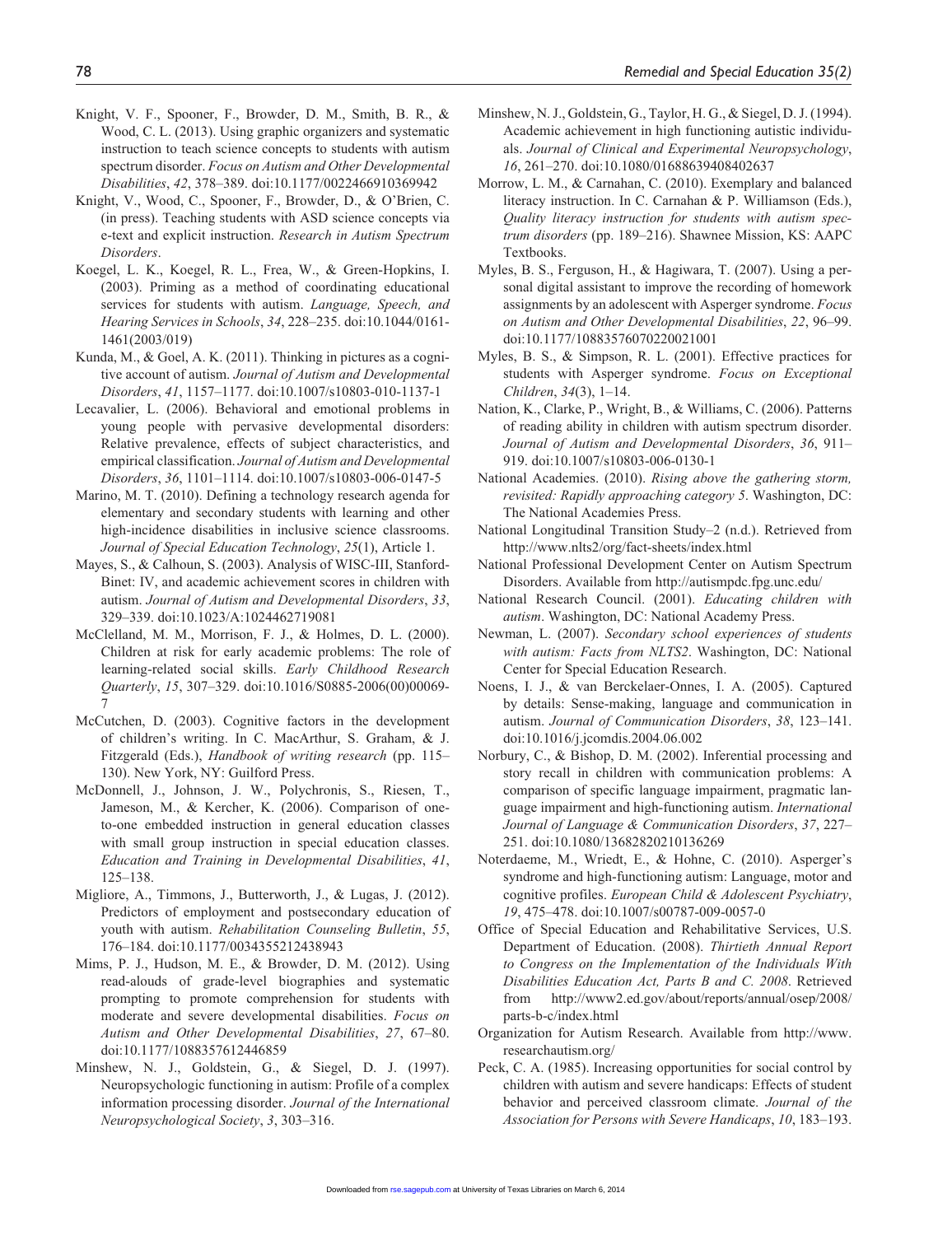Knight, V. F., Spooner, F., Browder, D. M., Smith, B. R., & Wood, C. L. (2013). Using graphic organizers and systematic instruction to teach science concepts to students with autism spectrum disorder. *Focus on Autism and Other Developmental Disabilities*, *42*, 378–389. doi:10.1177/0022466910369942

Knight, V., Wood, C., Spooner, F., Browder, D., & O'Brien, C. (in press). Teaching students with ASD science concepts via e-text and explicit instruction. *Research in Autism Spectrum Disorders*.

Koegel, L. K., Koegel, R. L., Frea, W., & Green-Hopkins, I. (2003). Priming as a method of coordinating educational services for students with autism. *Language, Speech, and Hearing Services in Schools*, *34*, 228–235. doi:10.1044/0161-1461(2003/019)

Kunda, M., & Goel, A. K. (2011). Thinking in pictures as a cognitive account of autism. *Journal of Autism and Developmental Disorders*, *41*, 1157–1177. doi:10.1007/s10803-010-1137-1

Lecavalier, L. (2006). Behavioral and emotional problems in young people with pervasive developmental disorders: Relative prevalence, effects of subject characteristics, and empirical classification. *Journal of Autism and Developmental Disorders*, *36*, 1101–1114. doi:10.1007/s10803-006-0147-5

Marino, M. T. (2010). Defining a technology research agenda for elementary and secondary students with learning and other high-incidence disabilities in inclusive science classrooms. *Journal of Special Education Technology*, *25*(1), Article 1.

Mayes, S., & Calhoun, S. (2003). Analysis of WISC-III, Stanford-Binet: IV, and academic achievement scores in children with autism. *Journal of Autism and Developmental Disorders*, *33*, 329–339. doi:10.1023/A:1024462719081

McClelland, M. M., Morrison, F. J., & Holmes, D. L. (2000). Children at risk for early academic problems: The role of learning-related social skills. *Early Childhood Research Quarterly*, *15*, 307–329. doi:10.1016/S0885-2006(00)00069-7

McCutchen, D. (2003). Cognitive factors in the development of children's writing. In C. MacArthur, S. Graham, & J. Fitzgerald (Eds.), *Handbook of writing research* (pp. 115–130). New York, NY: Guilford Press.

McDonnell, J., Johnson, J. W., Polychronis, S., Riesen, T., Jameson, M., & Kercher, K. (2006). Comparison of one-to-one embedded instruction in general education classes with small group instruction in special education classes. *Education and Training in Developmental Disabilities*, *41*, 125–138.

Migliore, A., Timmons, J., Butterworth, J., & Lugas, J. (2012). Predictors of employment and postsecondary education of youth with autism. *Rehabilitation Counseling Bulletin*, *55*, 176–184. doi:10.1177/0034355212438943

Mims, P. J., Hudson, M. E., & Browder, D. M. (2012). Using read-alouds of grade-level biographies and systematic prompting to promote comprehension for students with moderate and severe developmental disabilities. *Focus on Autism and Other Developmental Disabilities*, *27*, 67–80. doi:10.1177/1088357612446859

Minshew, N. J., Goldstein, G., & Siegel, D. J. (1997). Neuropsychologic functioning in autism: Profile of a complex information processing disorder. *Journal of the International Neuropsychological Society*, *3*, 303–316.

Minshew, N. J., Goldstein, G., Taylor, H. G., & Siegel, D. J. (1994). Academic achievement in high functioning autistic individuals. *Journal of Clinical and Experimental Neuropsychology*, *16*, 261–270. doi:10.1080/01688639408402637

Morrow, L. M., & Carnahan, C. (2010). Exemplary and balanced literacy instruction. In C. Carnahan & P. Williamson (Eds.), *Quality literacy instruction for students with autism spectrum disorders* (pp. 189–216). Shawnee Mission, KS: AAPC Textbooks.

Myles, B. S., Ferguson, H., & Hagiwara, T. (2007). Using a personal digital assistant to improve the recording of homework assignments by an adolescent with Asperger syndrome. *Focus on Autism and Other Developmental Disabilities*, *22*, 96–99. doi:10.1177/10883576070220021001

Myles, B. S., & Simpson, R. L. (2001). Effective practices for students with Asperger syndrome. *Focus on Exceptional Children*, *34*(3), 1–14.

Nation, K., Clarke, P., Wright, B., & Williams, C. (2006). Patterns of reading ability in children with autism spectrum disorder. *Journal of Autism and Developmental Disorders*, *36*, 911–919. doi:10.1007/s10803-006-0130-1

National Academies. (2010). *Rising above the gathering storm, revisited: Rapidly approaching category 5*. Washington, DC: The National Academies Press.

National Longitudinal Transition Study–2 (n.d.). Retrieved from http://www.nlts2/org/fact-sheets/index.html

National Professional Development Center on Autism Spectrum Disorders. Available from http://autismpdc.fpg.unc.edu/

National Research Council. (2001). *Educating children with autism*. Washington, DC: National Academy Press.

Newman, L. (2007). *Secondary school experiences of students with autism: Facts from NLTS2*. Washington, DC: National Center for Special Education Research.

Noens, I. J., & van Berckelaer-Onnes, I. A. (2005). Captured by details: Sense-making, language and communication in autism. *Journal of Communication Disorders*, *38*, 123–141. doi:10.1016/j.jcomdis.2004.06.002

Norbury, C., & Bishop, D. M. (2002). Inferential processing and story recall in children with communication problems: A comparison of specific language impairment, pragmatic language impairment and high-functioning autism. *International Journal of Language & Communication Disorders*, *37*, 227–251. doi:10.1080/13682820210136269

Noterdaeme, M., Wriedt, E., & Hohne, C. (2010). Asperger's syndrome and high-functioning autism: Language, motor and cognitive profiles. *European Child & Adolescent Psychiatry*, *19*, 475–478. doi:10.1007/s00787-009-0057-0

Office of Special Education and Rehabilitative Services, U.S. Department of Education. (2008). *Thirtieth Annual Report to Congress on the Implementation of the Individuals With Disabilities Education Act, Parts B and C. 2008*. Retrieved from http://www2.ed.gov/about/reports/annual/osep/2008/parts-b-c/index.html

Organization for Autism Research. Available from http://www.researchautism.org/

Peck, C. A. (1985). Increasing opportunities for social control by children with autism and severe handicaps: Effects of student behavior and perceived classroom climate. *Journal of the Association for Persons with Severe Handicaps*, *10*, 183–193.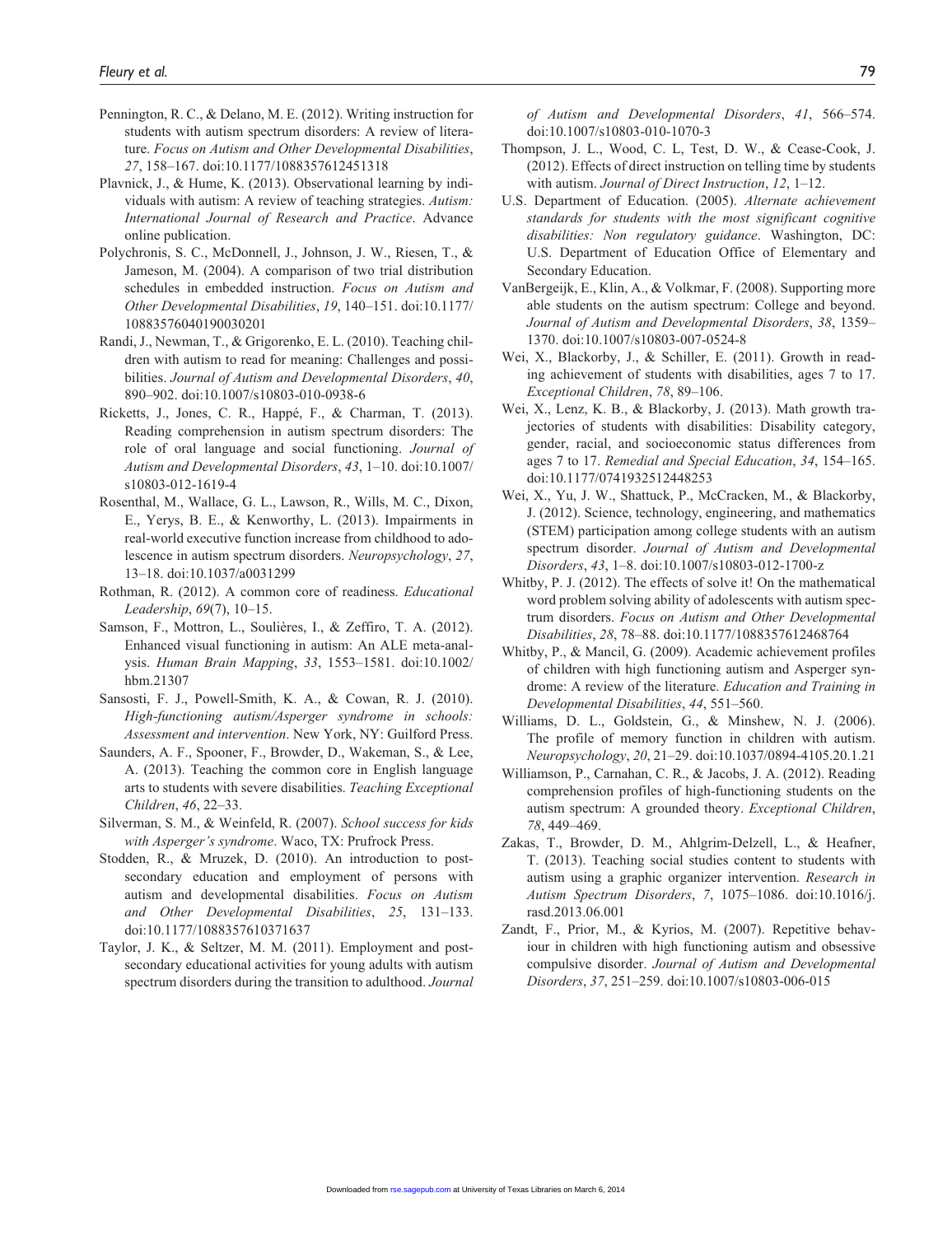Pennington, R. C., & Delano, M. E. (2012). Writing instruction for students with autism spectrum disorders: A review of literature. *Focus on Autism and Other Developmental Disabilities*, *27*, 158–167. doi:10.1177/1088357612451318

Plavnick, J., & Hume, K. (2013). Observational learning by individuals with autism: A review of teaching strategies. *Autism: International Journal of Research and Practice*. Advance online publication.

Polychronis, S. C., McDonnell, J., Johnson, J. W., Riesen, T., & Jameson, M. (2004). A comparison of two trial distribution schedules in embedded instruction. *Focus on Autism and Other Developmental Disabilities*, *19*, 140–151. doi:10.1177/10883576040190030201

Randi, J., Newman, T., & Grigorenko, E. L. (2010). Teaching children with autism to read for meaning: Challenges and possibilities. *Journal of Autism and Developmental Disorders*, *40*, 890–902. doi:10.1007/s10803-010-0938-6

Ricketts, J., Jones, C. R., Happé, F., & Charman, T. (2013). Reading comprehension in autism spectrum disorders: The role of oral language and social functioning. *Journal of Autism and Developmental Disorders*, *43*, 1–10. doi:10.1007/s10803-012-1619-4

Rosenthal, M., Wallace, G. L., Lawson, R., Wills, M. C., Dixon, E., Yerys, B. E., & Kenworthy, L. (2013). Impairments in real-world executive function increase from childhood to adolescence in autism spectrum disorders. *Neuropsychology*, *27*, 13–18. doi:10.1037/a0031299

Rothman, R. (2012). A common core of readiness. *Educational Leadership*, *69*(7), 10–15.

Samson, F., Mottron, L., Soulières, I., & Zeffiro, T. A. (2012). Enhanced visual functioning in autism: An ALE meta-analysis. *Human Brain Mapping*, *33*, 1553–1581. doi:10.1002/hbm.21307

Sansosti, F. J., Powell-Smith, K. A., & Cowan, R. J. (2010). *High-functioning autism/Asperger syndrome in schools: Assessment and intervention*. New York, NY: Guilford Press.

Saunders, A. F., Spooner, F., Browder, D., Wakeman, S., & Lee, A. (2013). Teaching the common core in English language arts to students with severe disabilities. *Teaching Exceptional Children*, *46*, 22–33.

Silverman, S. M., & Weinfeld, R. (2007). *School success for kids with Asperger's syndrome*. Waco, TX: Prufrock Press.

Stodden, R., & Mruzek, D. (2010). An introduction to postsecondary education and employment of persons with autism and developmental disabilities. *Focus on Autism and Other Developmental Disabilities*, *25*, 131–133. doi:10.1177/1088357610371637

Taylor, J. K., & Seltzer, M. M. (2011). Employment and postsecondary educational activities for young adults with autism spectrum disorders during the transition to adulthood. *Journal of Autism and Developmental Disorders*, *41*, 566–574. doi:10.1007/s10803-010-1070-3

Thompson, J. L., Wood, C. L, Test, D. W., & Cease-Cook, J. (2012). Effects of direct instruction on telling time by students with autism. *Journal of Direct Instruction*, *12*, 1–12.

U.S. Department of Education. (2005). *Alternate achievement standards for students with the most significant cognitive disabilities: Non regulatory guidance*. Washington, DC: U.S. Department of Education Office of Elementary and Secondary Education.

VanBergeijk, E., Klin, A., & Volkmar, F. (2008). Supporting more able students on the autism spectrum: College and beyond. *Journal of Autism and Developmental Disorders*, *38*, 1359–1370. doi:10.1007/s10803-007-0524-8

Wei, X., Blackorby, J., & Schiller, E. (2011). Growth in reading achievement of students with disabilities, ages 7 to 17. *Exceptional Children*, *78*, 89–106.

Wei, X., Lenz, K. B., & Blackorby, J. (2013). Math growth trajectories of students with disabilities: Disability category, gender, racial, and socioeconomic status differences from ages 7 to 17. *Remedial and Special Education*, *34*, 154–165. doi:10.1177/0741932512448253

Wei, X., Yu, J. W., Shattuck, P., McCracken, M., & Blackorby, J. (2012). Science, technology, engineering, and mathematics (STEM) participation among college students with an autism spectrum disorder. *Journal of Autism and Developmental Disorders*, *43*, 1–8. doi:10.1007/s10803-012-1700-z

Whitby, P. J. (2012). The effects of solve it! On the mathematical word problem solving ability of adolescents with autism spectrum disorders. *Focus on Autism and Other Developmental Disabilities*, *28*, 78–88. doi:10.1177/1088357612468764

Whitby, P., & Mancil, G. (2009). Academic achievement profiles of children with high functioning autism and Asperger syndrome: A review of the literature. *Education and Training in Developmental Disabilities*, *44*, 551–560.

Williams, D. L., Goldstein, G., & Minshew, N. J. (2006). The profile of memory function in children with autism. *Neuropsychology*, *20*, 21–29. doi:10.1037/0894-4105.20.1.21

Williamson, P., Carnahan, C. R., & Jacobs, J. A. (2012). Reading comprehension profiles of high-functioning students on the autism spectrum: A grounded theory. *Exceptional Children*, *78*, 449–469.

Zakas, T., Browder, D. M., Ahlgrim-Delzell, L., & Heafner, T. (2013). Teaching social studies content to students with autism using a graphic organizer intervention. *Research in Autism Spectrum Disorders*, *7*, 1075–1086. doi:10.1016/j.rasd.2013.06.001

Zandt, F., Prior, M., & Kyrios, M. (2007). Repetitive behaviour in children with high functioning autism and obsessive compulsive disorder. *Journal of Autism and Developmental Disorders*, *37*, 251–259. doi:10.1007/s10803-006-015